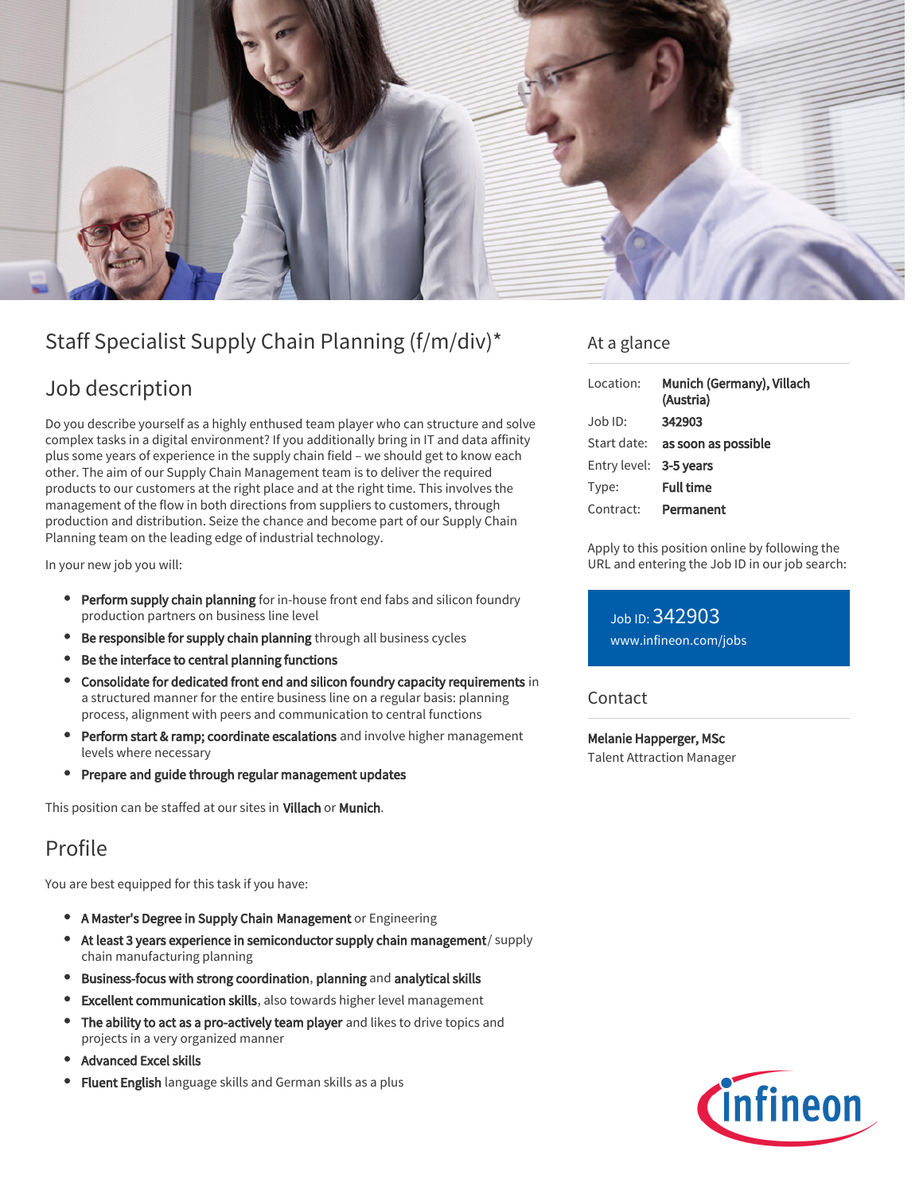# Staff Specialist Supply Chain Planning (f/m/div)*

## Job description

Do you describe yourself as a highly enthused team player who can structure and solve complex tasks in a digital environment? If you additionally bring in IT and data affinity plus some years of experience in the supply chain field – we should get to know each other. The aim of our Supply Chain Management team is to deliver the required products to our customers at the right place and at the right time. This involves the management of the flow in both directions from suppliers to customers, through production and distribution. Seize the chance and become part of our Supply Chain Planning team on the leading edge of industrial technology.

In your new job you will:

- **Perform supply chain planning** for in-house front end fabs and silicon foundry production partners on business line level
- **Be responsible for supply chain planning** through all business cycles
- **Be the interface to central planning functions**
- **Consolidate for dedicated front end and silicon foundry capacity requirements** in a structured manner for the entire business line on a regular basis: planning process, alignment with peers and communication to central functions
- **Perform start & ramp; coordinate escalations** and involve higher management levels where necessary
- **Prepare and guide through regular management updates**

This position can be staffed at our sites in **Villach** or **Munich**.

## Profile

You are best equipped for this task if you have:

- **A Master's Degree in Supply Chain Management** or Engineering
- **At least 3 years experience in semiconductor supply chain management**/ supply chain manufacturing planning
- **Business-focus with strong coordination**, **planning** and **analytical skills**
- **Excellent communication skills**, also towards higher level management
- **The ability to act as a pro-actively team player** and likes to drive topics and projects in a very organized manner
- **Advanced Excel skills**
- **Fluent English** language skills and German skills as a plus

## At a glance

| | |
|---|---|
| Location: | **Munich (Germany), Villach (Austria)** |
| Job ID: | **342903** |
| Start date: | **as soon as possible** |
| Entry level: | **3-5 years** |
| Type: | **Full time** |
| Contract: | **Permanent** |

Apply to this position online by following the URL and entering the Job ID in our job search:

Job ID: 342903
www.infineon.com/jobs

## Contact

**Melanie Happerger, MSc**
Talent Attraction Manager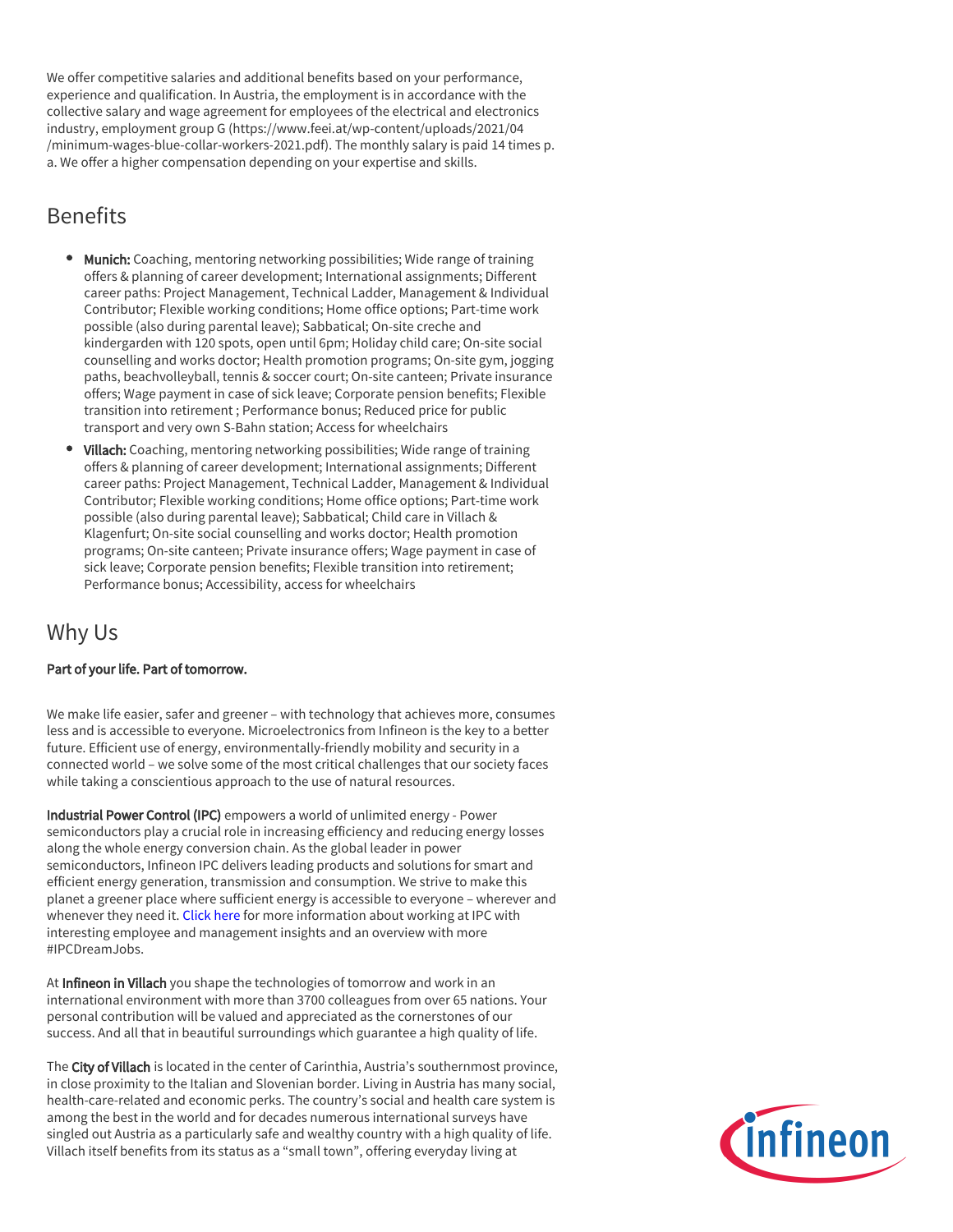We offer competitive salaries and additional benefits based on your performance, experience and qualification. In Austria, the employment is in accordance with the collective salary and wage agreement for employees of the electrical and electronics industry, employment group G (https://www.feei.at/wp-content/uploads/2021/04/minimum-wages-blue-collar-workers-2021.pdf). The monthly salary is paid 14 times p. a. We offer a higher compensation depending on your expertise and skills.

## Benefits

- **Munich:** Coaching, mentoring networking possibilities; Wide range of training offers & planning of career development; International assignments; Different career paths: Project Management, Technical Ladder, Management & Individual Contributor; Flexible working conditions; Home office options; Part-time work possible (also during parental leave); Sabbatical; On-site creche and kindergarden with 120 spots, open until 6pm; Holiday child care; On-site social counselling and works doctor; Health promotion programs; On-site gym, jogging paths, beachvolleyball, tennis & soccer court; On-site canteen; Private insurance offers; Wage payment in case of sick leave; Corporate pension benefits; Flexible transition into retirement ; Performance bonus; Reduced price for public transport and very own S-Bahn station; Access for wheelchairs
- **Villach:** Coaching, mentoring networking possibilities; Wide range of training offers & planning of career development; International assignments; Different career paths: Project Management, Technical Ladder, Management & Individual Contributor; Flexible working conditions; Home office options; Part-time work possible (also during parental leave); Sabbatical; Child care in Villach & Klagenfurt; On-site social counselling and works doctor; Health promotion programs; On-site canteen; Private insurance offers; Wage payment in case of sick leave; Corporate pension benefits; Flexible transition into retirement; Performance bonus; Accessibility, access for wheelchairs

## Why Us

**Part of your life. Part of tomorrow.**

We make life easier, safer and greener – with technology that achieves more, consumes less and is accessible to everyone. Microelectronics from Infineon is the key to a better future. Efficient use of energy, environmentally-friendly mobility and security in a connected world – we solve some of the most critical challenges that our society faces while taking a conscientious approach to the use of natural resources.

**Industrial Power Control (IPC)** empowers a world of unlimited energy - Power semiconductors play a crucial role in increasing efficiency and reducing energy losses along the whole energy conversion chain. As the global leader in power semiconductors, Infineon IPC delivers leading products and solutions for smart and efficient energy generation, transmission and consumption. We strive to make this planet a greener place where sufficient energy is accessible to everyone – wherever and whenever they need it. Click here for more information about working at IPC with interesting employee and management insights and an overview with more #IPCDreamJobs.

At **Infineon in Villach** you shape the technologies of tomorrow and work in an international environment with more than 3700 colleagues from over 65 nations. Your personal contribution will be valued and appreciated as the cornerstones of our success. And all that in beautiful surroundings which guarantee a high quality of life.

The **City of Villach** is located in the center of Carinthia, Austria's southernmost province, in close proximity to the Italian and Slovenian border. Living in Austria has many social, health-care-related and economic perks. The country's social and health care system is among the best in the world and for decades numerous international surveys have singled out Austria as a particularly safe and wealthy country with a high quality of life. Villach itself benefits from its status as a "small town", offering everyday living at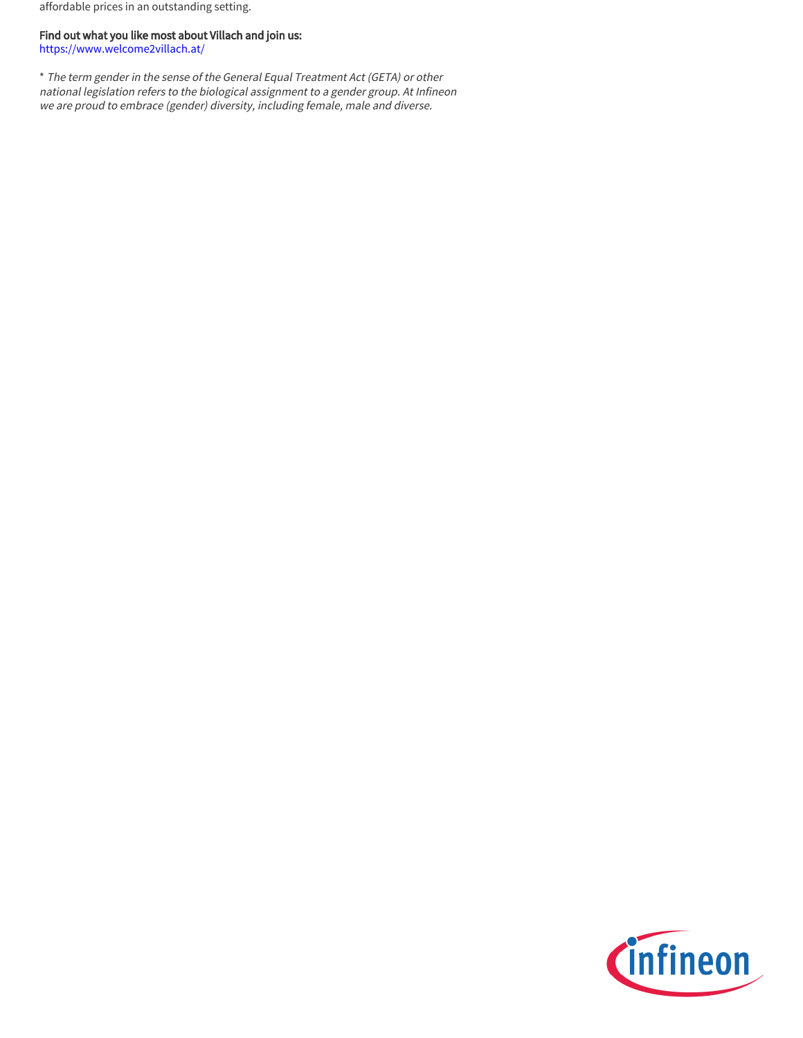affordable prices in an outstanding setting.

**Find out what you like most about Villach and join us:**
https://www.welcome2villach.at/

* *The term gender in the sense of the General Equal Treatment Act (GETA) or other national legislation refers to the biological assignment to a gender group. At Infineon we are proud to embrace (gender) diversity, including female, male and diverse.*